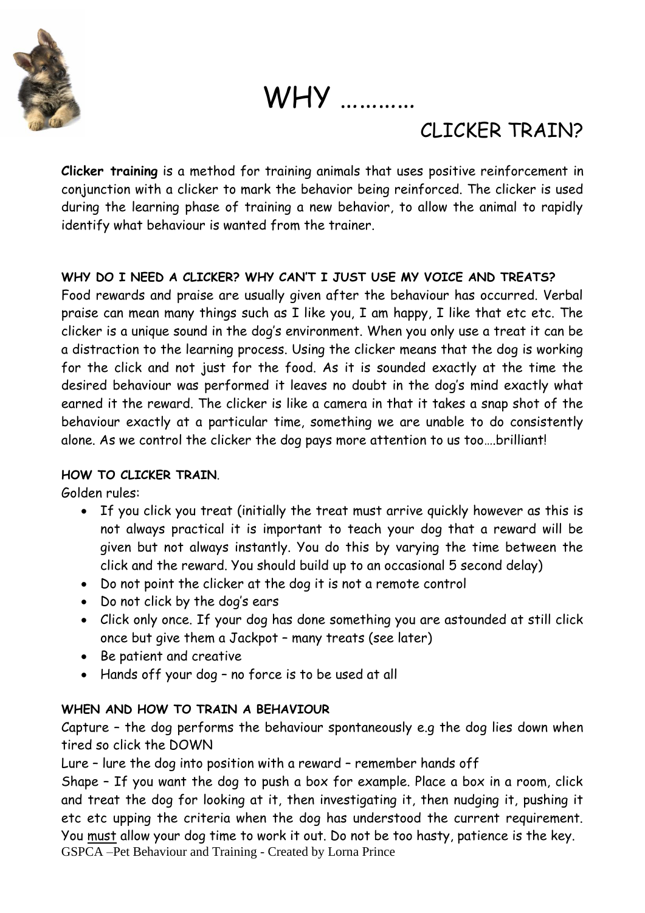# WHY ……….. CLICKER TRAIN?

**Clicker training** is a method for training animals that uses positive reinforcement in conjunction with a clicker to mark the behavior being reinforced. The clicker is used during the learning phase of training a new behavior, to allow the animal to rapidly identify what behaviour is wanted from the trainer.

**WHY DO I NEED A CLICKER? WHY CAN'T I JUST USE MY VOICE AND TREATS?**

Food rewards and praise are usually given after the behaviour has occurred. Verbal praise can mean many things such as I like you, I am happy, I like that etc etc. The clicker is a unique sound in the dog's environment. When you only use a treat it can be a distraction to the learning process. Using the clicker means that the dog is working for the click and not just for the food. As it is sounded exactly at the time the desired behaviour was performed it leaves no doubt in the dog's mind exactly what earned it the reward. The clicker is like a camera in that it takes a snap shot of the behaviour exactly at a particular time, something we are unable to do consistently alone. As we control the clicker the dog pays more attention to us too….brilliant!

**HOW TO CLICKER TRAIN**.

Golden rules:

- If you click you treat (initially the treat must arrive quickly however as this is not always practical it is important to teach your dog that a reward will be given but not always instantly. You do this by varying the time between the click and the reward. You should build up to an occasional 5 second delay)
- Do not point the clicker at the dog it is not a remote control
- Do not click by the dog's ears
- Click only once. If your dog has done something you are astounded at still click once but give them a Jackpot – many treats (see later)
- Be patient and creative
- Hands off your dog – no force is to be used at all

**WHEN AND HOW TO TRAIN A BEHAVIOUR**

Capture – the dog performs the behaviour spontaneously e.g the dog lies down when tired so click the DOWN

Lure – lure the dog into position with a reward – remember hands off

Shape – If you want the dog to push a box for example. Place a box in a room, click and treat the dog for looking at it, then investigating it, then nudging it, pushing it etc etc upping the criteria when the dog has understood the current requirement. You must allow your dog time to work it out. Do not be too hasty, patience is the key.

GSPCA –Pet Behaviour and Training - Created by Lorna Prince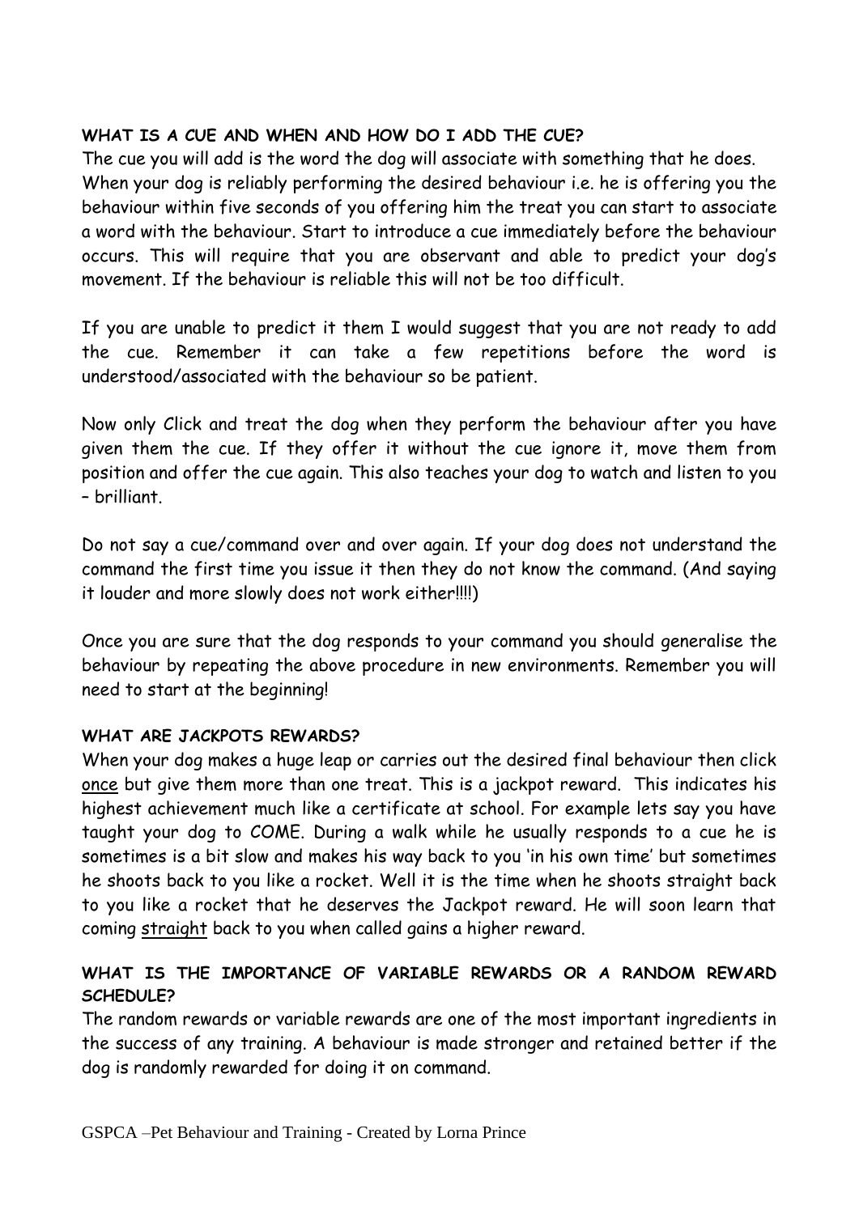**WHAT IS A CUE AND WHEN AND HOW DO I ADD THE CUE?**

The cue you will add is the word the dog will associate with something that he does. When your dog is reliably performing the desired behaviour i.e. he is offering you the behaviour within five seconds of you offering him the treat you can start to associate a word with the behaviour. Start to introduce a cue immediately before the behaviour occurs. This will require that you are observant and able to predict your dog's movement. If the behaviour is reliable this will not be too difficult.

If you are unable to predict it them I would suggest that you are not ready to add the cue. Remember it can take a few repetitions before the word is understood/associated with the behaviour so be patient.

Now only Click and treat the dog when they perform the behaviour after you have given them the cue. If they offer it without the cue ignore it, move them from position and offer the cue again. This also teaches your dog to watch and listen to you – brilliant.

Do not say a cue/command over and over again. If your dog does not understand the command the first time you issue it then they do not know the command. (And saying it louder and more slowly does not work either!!!!)

Once you are sure that the dog responds to your command you should generalise the behaviour by repeating the above procedure in new environments. Remember you will need to start at the beginning!

**WHAT ARE JACKPOTS REWARDS?**

When your dog makes a huge leap or carries out the desired final behaviour then click <u>once</u> but give them more than one treat. This is a jackpot reward. This indicates his highest achievement much like a certificate at school. For example lets say you have taught your dog to COME. During a walk while he usually responds to a cue he is sometimes is a bit slow and makes his way back to you 'in his own time' but sometimes he shoots back to you like a rocket. Well it is the time when he shoots straight back to you like a rocket that he deserves the Jackpot reward. He will soon learn that coming <u>straight</u> back to you when called gains a higher reward.

**WHAT IS THE IMPORTANCE OF VARIABLE REWARDS OR A RANDOM REWARD SCHEDULE?**

The random rewards or variable rewards are one of the most important ingredients in the success of any training. A behaviour is made stronger and retained better if the dog is randomly rewarded for doing it on command.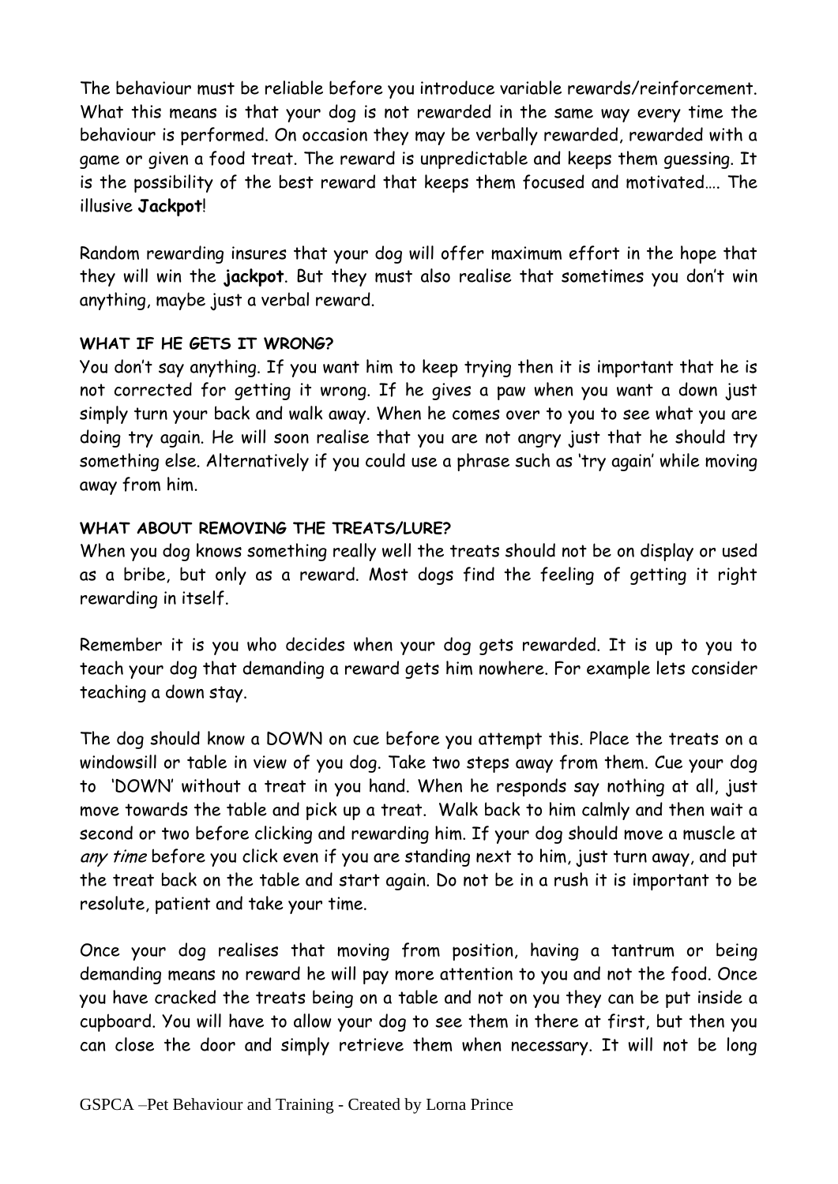The behaviour must be reliable before you introduce variable rewards/reinforcement. What this means is that your dog is not rewarded in the same way every time the behaviour is performed. On occasion they may be verbally rewarded, rewarded with a game or given a food treat. The reward is unpredictable and keeps them guessing. It is the possibility of the best reward that keeps them focused and motivated…. The illusive **Jackpot**!

Random rewarding insures that your dog will offer maximum effort in the hope that they will win the **jackpot**. But they must also realise that sometimes you don't win anything, maybe just a verbal reward.

**WHAT IF HE GETS IT WRONG?**

You don't say anything. If you want him to keep trying then it is important that he is not corrected for getting it wrong. If he gives a paw when you want a down just simply turn your back and walk away. When he comes over to you to see what you are doing try again. He will soon realise that you are not angry just that he should try something else. Alternatively if you could use a phrase such as 'try again' while moving away from him.

**WHAT ABOUT REMOVING THE TREATS/LURE?**

When you dog knows something really well the treats should not be on display or used as a bribe, but only as a reward. Most dogs find the feeling of getting it right rewarding in itself.

Remember it is you who decides when your dog gets rewarded. It is up to you to teach your dog that demanding a reward gets him nowhere. For example lets consider teaching a down stay.

The dog should know a DOWN on cue before you attempt this. Place the treats on a windowsill or table in view of you dog. Take two steps away from them. Cue your dog to 'DOWN' without a treat in you hand. When he responds say nothing at all, just move towards the table and pick up a treat. Walk back to him calmly and then wait a second or two before clicking and rewarding him. If your dog should move a muscle at *any time* before you click even if you are standing next to him, just turn away, and put the treat back on the table and start again. Do not be in a rush it is important to be resolute, patient and take your time.

Once your dog realises that moving from position, having a tantrum or being demanding means no reward he will pay more attention to you and not the food. Once you have cracked the treats being on a table and not on you they can be put inside a cupboard. You will have to allow your dog to see them in there at first, but then you can close the door and simply retrieve them when necessary. It will not be long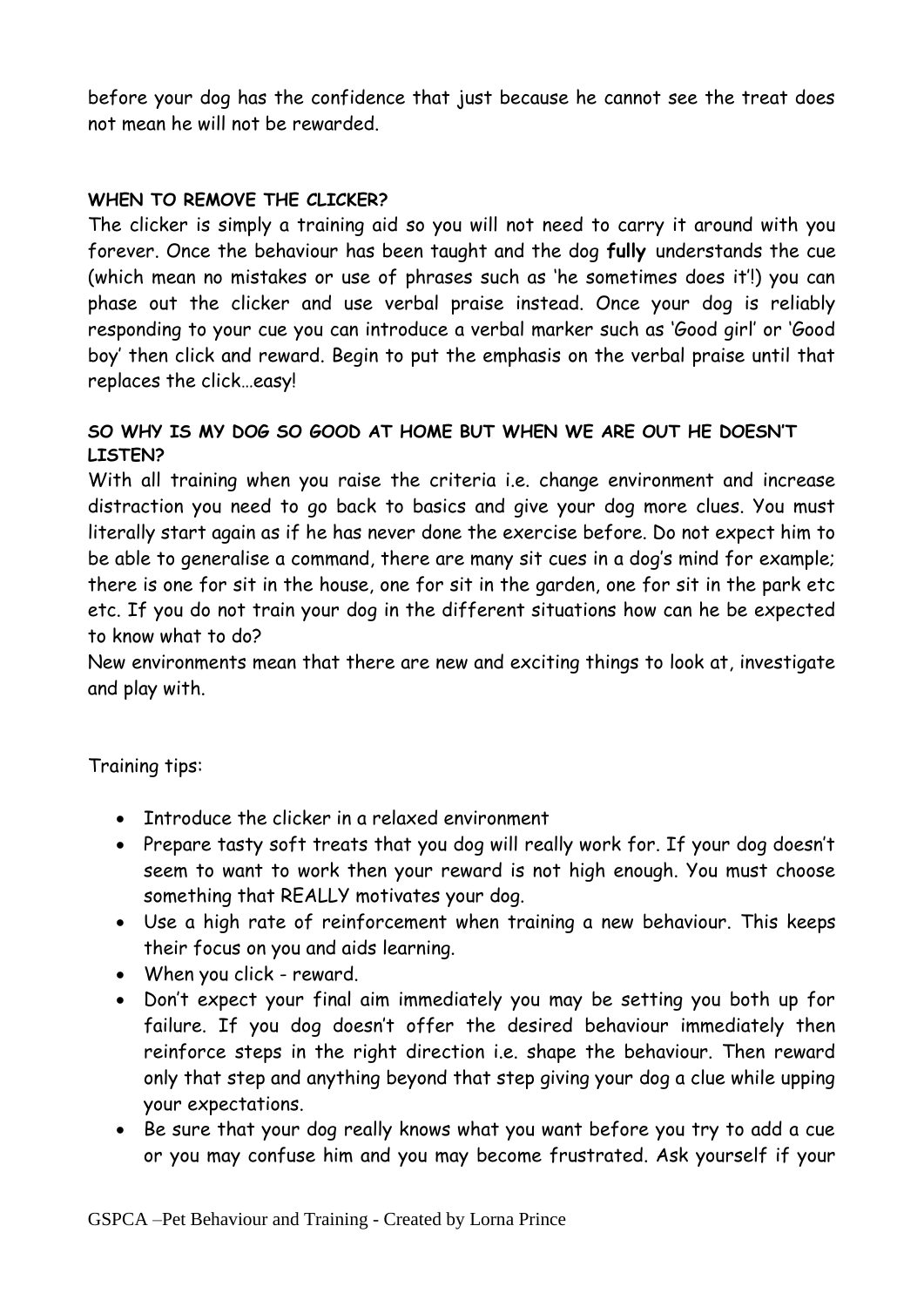before your dog has the confidence that just because he cannot see the treat does not mean he will not be rewarded.

**WHEN TO REMOVE THE CLICKER?**

The clicker is simply a training aid so you will not need to carry it around with you forever. Once the behaviour has been taught and the dog **fully** understands the cue (which mean no mistakes or use of phrases such as 'he sometimes does it'!) you can phase out the clicker and use verbal praise instead. Once your dog is reliably responding to your cue you can introduce a verbal marker such as 'Good girl' or 'Good boy' then click and reward. Begin to put the emphasis on the verbal praise until that replaces the click…easy!

**SO WHY IS MY DOG SO GOOD AT HOME BUT WHEN WE ARE OUT HE DOESN'T LISTEN?**

With all training when you raise the criteria i.e. change environment and increase distraction you need to go back to basics and give your dog more clues. You must literally start again as if he has never done the exercise before. Do not expect him to be able to generalise a command, there are many sit cues in a dog's mind for example; there is one for sit in the house, one for sit in the garden, one for sit in the park etc etc. If you do not train your dog in the different situations how can he be expected to know what to do?

New environments mean that there are new and exciting things to look at, investigate and play with.

Training tips:

- Introduce the clicker in a relaxed environment
- Prepare tasty soft treats that you dog will really work for. If your dog doesn't seem to want to work then your reward is not high enough. You must choose something that REALLY motivates your dog.
- Use a high rate of reinforcement when training a new behaviour. This keeps their focus on you and aids learning.
- When you click - reward.
- Don't expect your final aim immediately you may be setting you both up for failure. If you dog doesn't offer the desired behaviour immediately then reinforce steps in the right direction i.e. shape the behaviour. Then reward only that step and anything beyond that step giving your dog a clue while upping your expectations.
- Be sure that your dog really knows what you want before you try to add a cue or you may confuse him and you may become frustrated. Ask yourself if your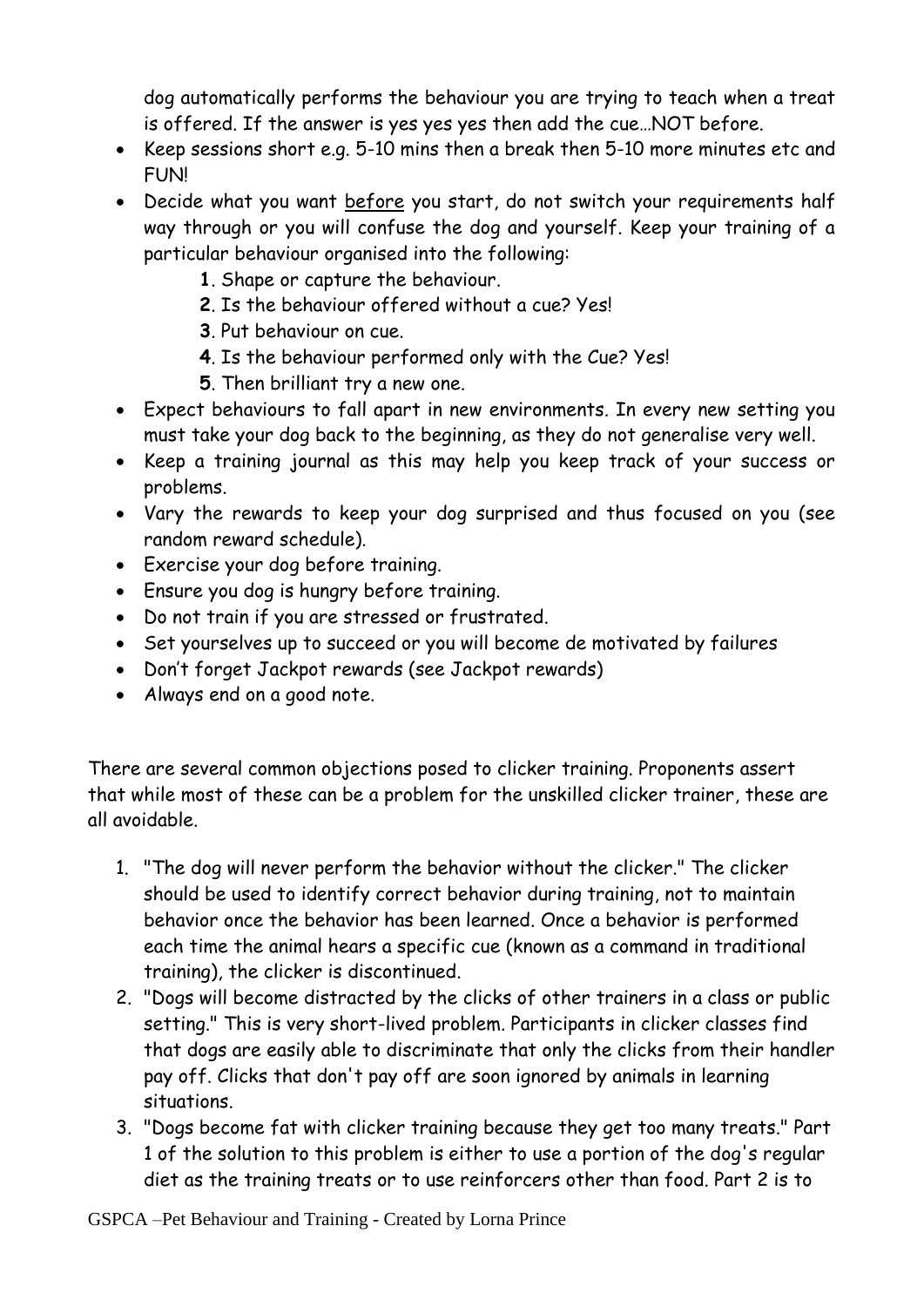dog automatically performs the behaviour you are trying to teach when a treat is offered. If the answer is yes yes yes then add the cue…NOT before.

- Keep sessions short e.g. 5-10 mins then a break then 5-10 more minutes etc and FUN!
- Decide what you want <u>before</u> you start, do not switch your requirements half way through or you will confuse the dog and yourself. Keep your training of a particular behaviour organised into the following:
  - **1**. Shape or capture the behaviour.
  - **2**. Is the behaviour offered without a cue? Yes!
  - **3**. Put behaviour on cue.
  - **4**. Is the behaviour performed only with the Cue? Yes!
  - **5**. Then brilliant try a new one.
- Expect behaviours to fall apart in new environments. In every new setting you must take your dog back to the beginning, as they do not generalise very well.
- Keep a training journal as this may help you keep track of your success or problems.
- Vary the rewards to keep your dog surprised and thus focused on you (see random reward schedule).
- Exercise your dog before training.
- Ensure you dog is hungry before training.
- Do not train if you are stressed or frustrated.
- Set yourselves up to succeed or you will become de motivated by failures
- Don't forget Jackpot rewards (see Jackpot rewards)
- Always end on a good note.

There are several common objections posed to clicker training. Proponents assert that while most of these can be a problem for the unskilled clicker trainer, these are all avoidable.

1. "The dog will never perform the behavior without the clicker." The clicker should be used to identify correct behavior during training, not to maintain behavior once the behavior has been learned. Once a behavior is performed each time the animal hears a specific cue (known as a command in traditional training), the clicker is discontinued.
2. "Dogs will become distracted by the clicks of other trainers in a class or public setting." This is very short-lived problem. Participants in clicker classes find that dogs are easily able to discriminate that only the clicks from their handler pay off. Clicks that don't pay off are soon ignored by animals in learning situations.
3. "Dogs become fat with clicker training because they get too many treats." Part 1 of the solution to this problem is either to use a portion of the dog's regular diet as the training treats or to use reinforcers other than food. Part 2 is to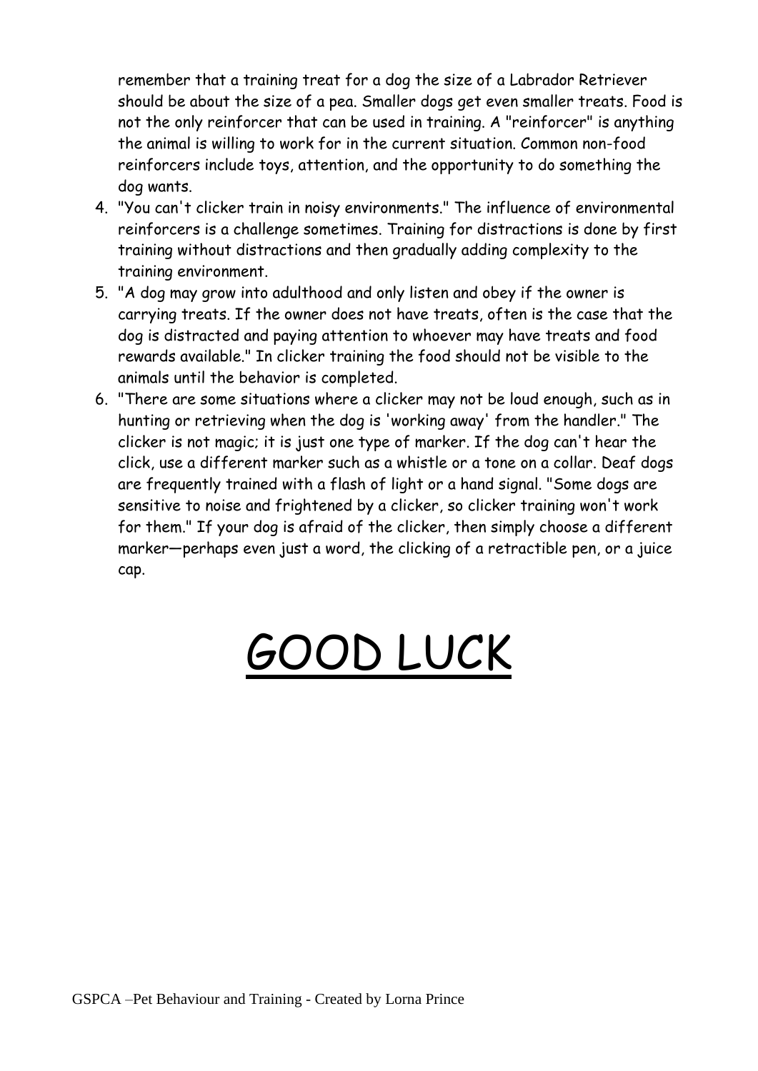remember that a training treat for a dog the size of a Labrador Retriever should be about the size of a pea. Smaller dogs get even smaller treats. Food is not the only reinforcer that can be used in training. A "reinforcer" is anything the animal is willing to work for in the current situation. Common non-food reinforcers include toys, attention, and the opportunity to do something the dog wants.

4. "You can't clicker train in noisy environments." The influence of environmental reinforcers is a challenge sometimes. Training for distractions is done by first training without distractions and then gradually adding complexity to the training environment.
5. "A dog may grow into adulthood and only listen and obey if the owner is carrying treats. If the owner does not have treats, often is the case that the dog is distracted and paying attention to whoever may have treats and food rewards available." In clicker training the food should not be visible to the animals until the behavior is completed.
6. "There are some situations where a clicker may not be loud enough, such as in hunting or retrieving when the dog is 'working away' from the handler." The clicker is not magic; it is just one type of marker. If the dog can't hear the click, use a different marker such as a whistle or a tone on a collar. Deaf dogs are frequently trained with a flash of light or a hand signal. "Some dogs are sensitive to noise and frightened by a clicker, so clicker training won't work for them." If your dog is afraid of the clicker, then simply choose a different marker—perhaps even just a word, the clicking of a retractible pen, or a juice cap.

# <u>GOOD LUCK</u>